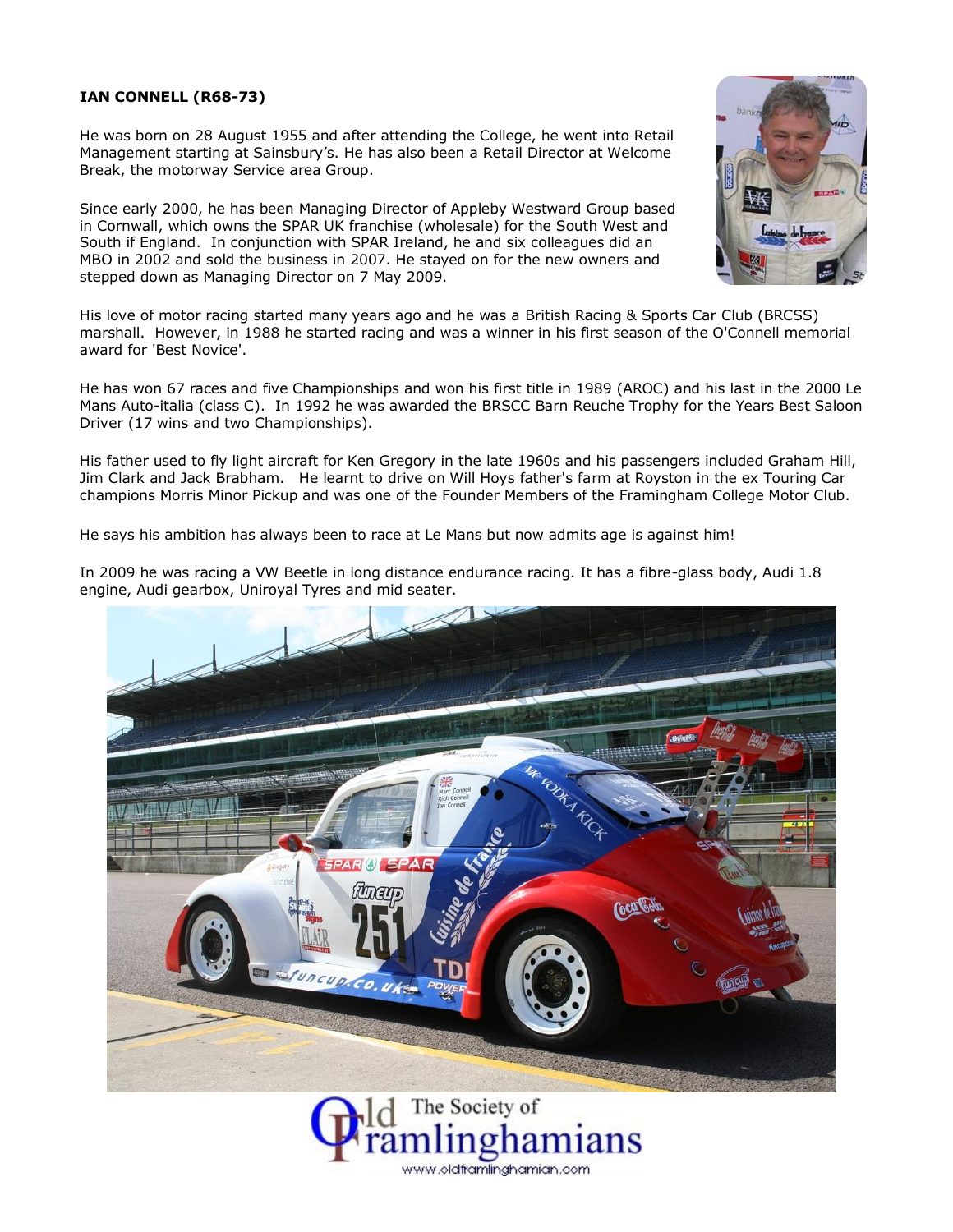**IAN CONNELL (R68-73)**

He was born on 28 August 1955 and after attending the College, he went into Retail Management starting at Sainsbury's. He has also been a Retail Director at Welcome Break, the motorway Service area Group.

Since early 2000, he has been Managing Director of Appleby Westward Group based in Cornwall, which owns the SPAR UK franchise (wholesale) for the South West and South if England. In conjunction with SPAR Ireland, he and six colleagues did an MBO in 2002 and sold the business in 2007. He stayed on for the new owners and stepped down as Managing Director on 7 May 2009.

His love of motor racing started many years ago and he was a British Racing & Sports Car Club (BRCSS) marshall. However, in 1988 he started racing and was a winner in his first season of the O'Connell memorial award for 'Best Novice'.

He has won 67 races and five Championships and won his first title in 1989 (AROC) and his last in the 2000 Le Mans Auto-italia (class C). In 1992 he was awarded the BRSCC Barn Reuche Trophy for the Years Best Saloon Driver (17 wins and two Championships).

His father used to fly light aircraft for Ken Gregory in the late 1960s and his passengers included Graham Hill, Jim Clark and Jack Brabham. He learnt to drive on Will Hoys father's farm at Royston in the ex Touring Car champions Morris Minor Pickup and was one of the Founder Members of the Framingham College Motor Club.

He says his ambition has always been to race at Le Mans but now admits age is against him!

In 2009 he was racing a VW Beetle in long distance endurance racing. It has a fibre-glass body, Audi 1.8 engine, Audi gearbox, Uniroyal Tyres and mid seater.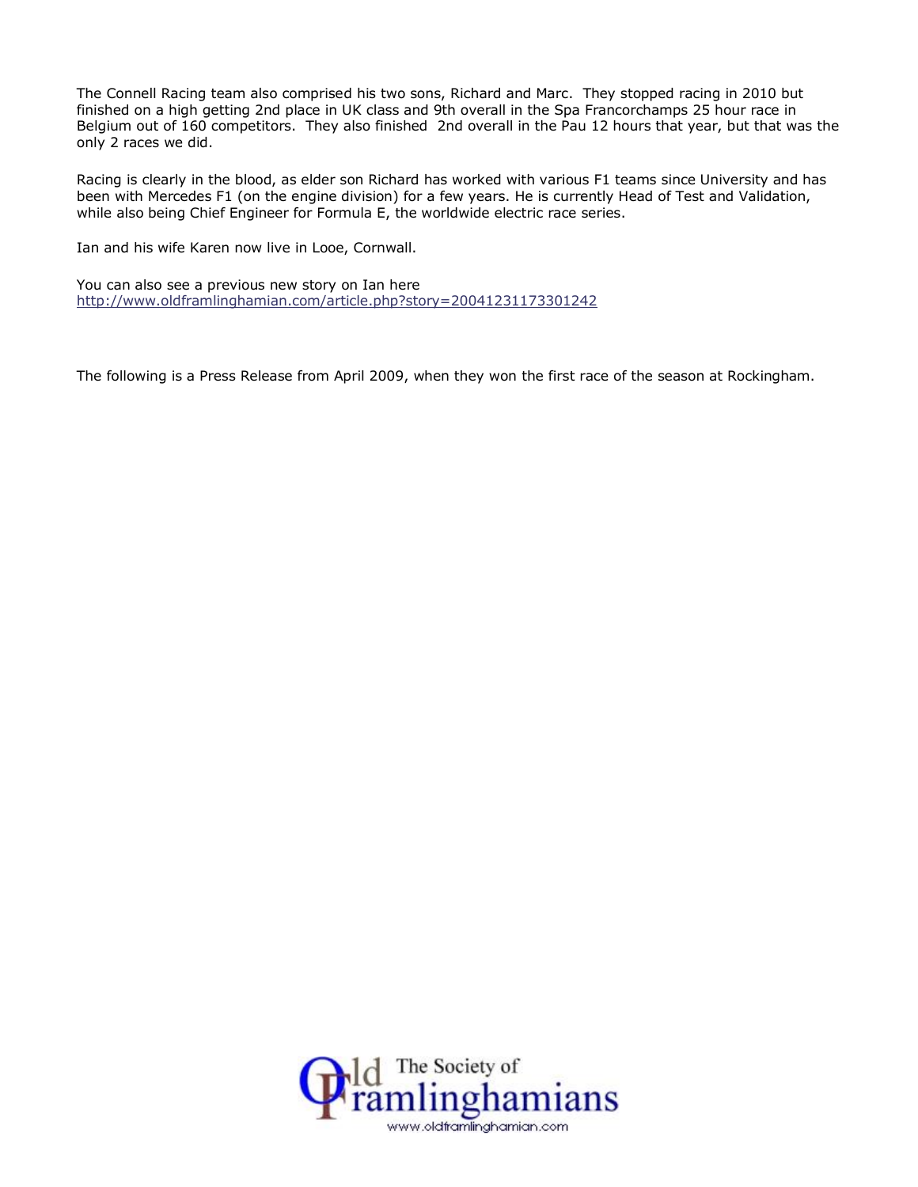The Connell Racing team also comprised his two sons, Richard and Marc. They stopped racing in 2010 but finished on a high getting 2nd place in UK class and 9th overall in the Spa Francorchamps 25 hour race in Belgium out of 160 competitors. They also finished 2nd overall in the Pau 12 hours that year, but that was the only 2 races we did.

Racing is clearly in the blood, as elder son Richard has worked with various F1 teams since University and has been with Mercedes F1 (on the engine division) for a few years. He is currently Head of Test and Validation, while also being Chief Engineer for Formula E, the worldwide electric race series.

Ian and his wife Karen now live in Looe, Cornwall.

You can also see a previous new story on Ian here
http://www.oldframlinghamian.com/article.php?story=20041231173301242

The following is a Press Release from April 2009, when they won the first race of the season at Rockingham.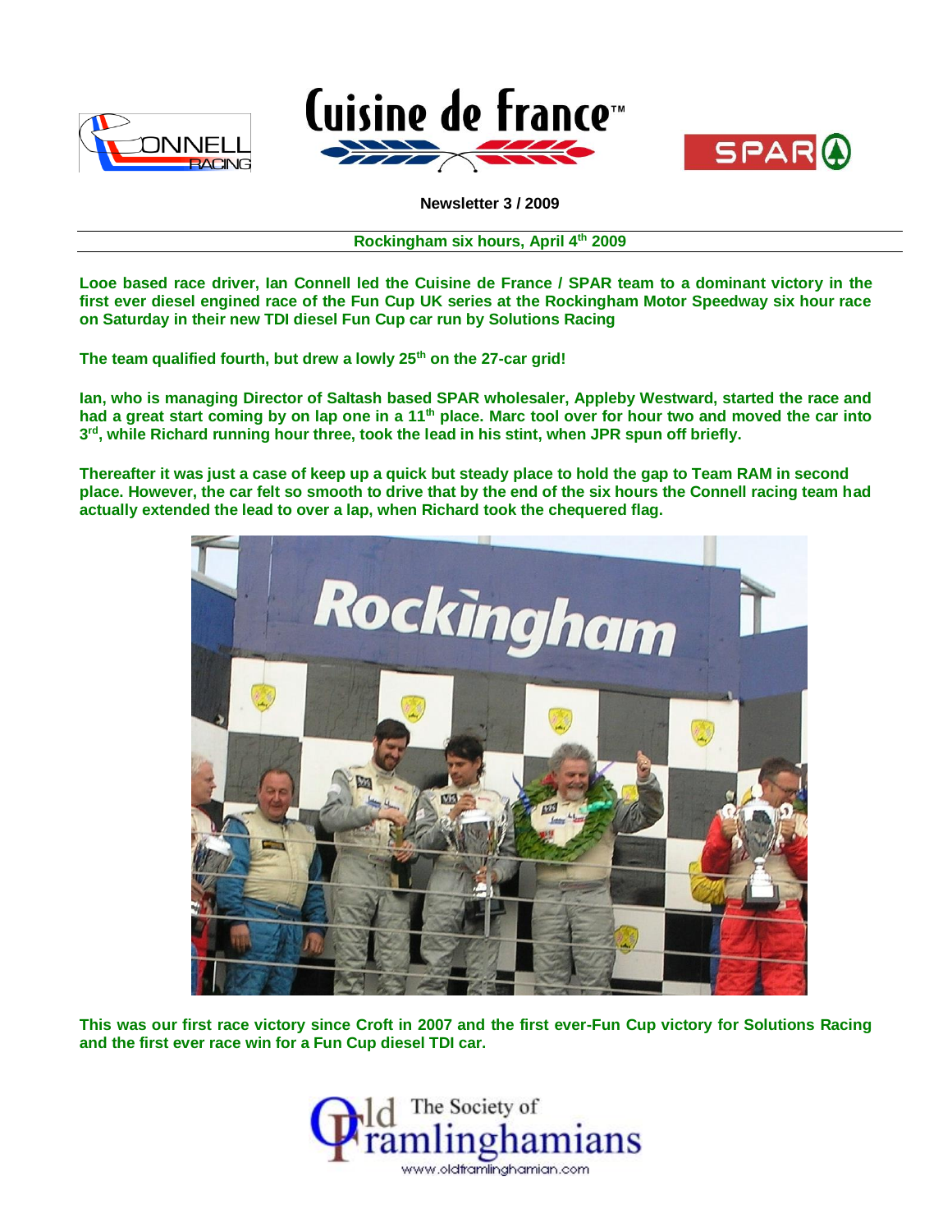**Newsletter 3 / 2009**

**Rockingham six hours, April 4th 2009**

**Looe based race driver, Ian Connell led the Cuisine de France / SPAR team to a dominant victory in the first ever diesel engined race of the Fun Cup UK series at the Rockingham Motor Speedway six hour race on Saturday in their new TDI diesel Fun Cup car run by Solutions Racing**

**The team qualified fourth, but drew a lowly 25th on the 27-car grid!**

**Ian, who is managing Director of Saltash based SPAR wholesaler, Appleby Westward, started the race and had a great start coming by on lap one in a 11th place. Marc tool over for hour two and moved the car into 3rd, while Richard running hour three, took the lead in his stint, when JPR spun off briefly.**

**Thereafter it was just a case of keep up a quick but steady place to hold the gap to Team RAM in second place. However, the car felt so smooth to drive that by the end of the six hours the Connell racing team had actually extended the lead to over a lap, when Richard took the chequered flag.**

**This was our first race victory since Croft in 2007 and the first ever-Fun Cup victory for Solutions Racing and the first ever race win for a Fun Cup diesel TDI car.**

The Society of Old Framlinghamians
www.oldframlinghamian.com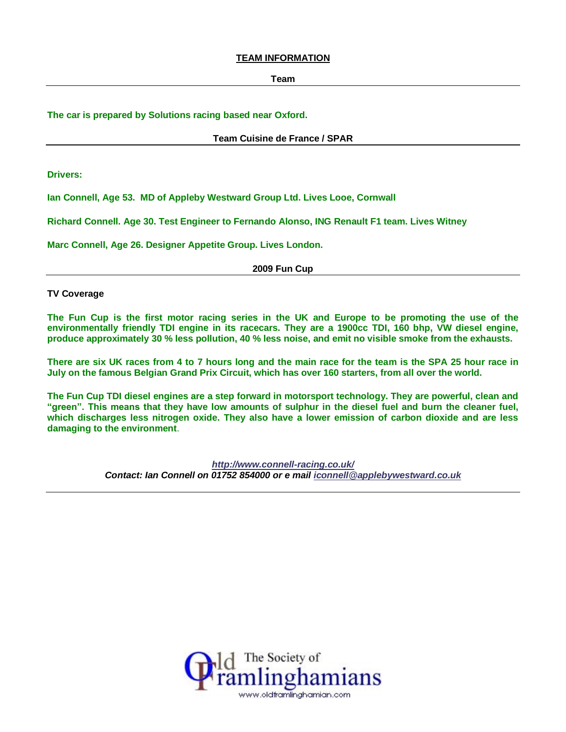## TEAM INFORMATION

### Team

**The car is prepared by Solutions racing based near Oxford.**

### Team Cuisine de France / SPAR

**Drivers:**

**Ian Connell, Age 53. MD of Appleby Westward Group Ltd. Lives Looe, Cornwall**

**Richard Connell. Age 30. Test Engineer to Fernando Alonso, ING Renault F1 team. Lives Witney**

**Marc Connell, Age 26. Designer Appetite Group. Lives London.**

### 2009 Fun Cup

**TV Coverage**

**The Fun Cup is the first motor racing series in the UK and Europe to be promoting the use of the environmentally friendly TDI engine in its racecars. They are a 1900cc TDI, 160 bhp, VW diesel engine, produce approximately 30 % less pollution, 40 % less noise, and emit no visible smoke from the exhausts.**

**There are six UK races from 4 to 7 hours long and the main race for the team is the SPA 25 hour race in July on the famous Belgian Grand Prix Circuit, which has over 160 starters, from all over the world.**

**The Fun Cup TDI diesel engines are a step forward in motorsport technology. They are powerful, clean and "green". This means that they have low amounts of sulphur in the diesel fuel and burn the cleaner fuel, which discharges less nitrogen oxide. They also have a lower emission of carbon dioxide and are less damaging to the environment**.

***http://www.connell-racing.co.uk/***
***Contact: Ian Connell on 01752 854000 or e mail iconnell@applebywestward.co.uk***

The Society of Old Framlinghamians
www.oldframlinghamian.com